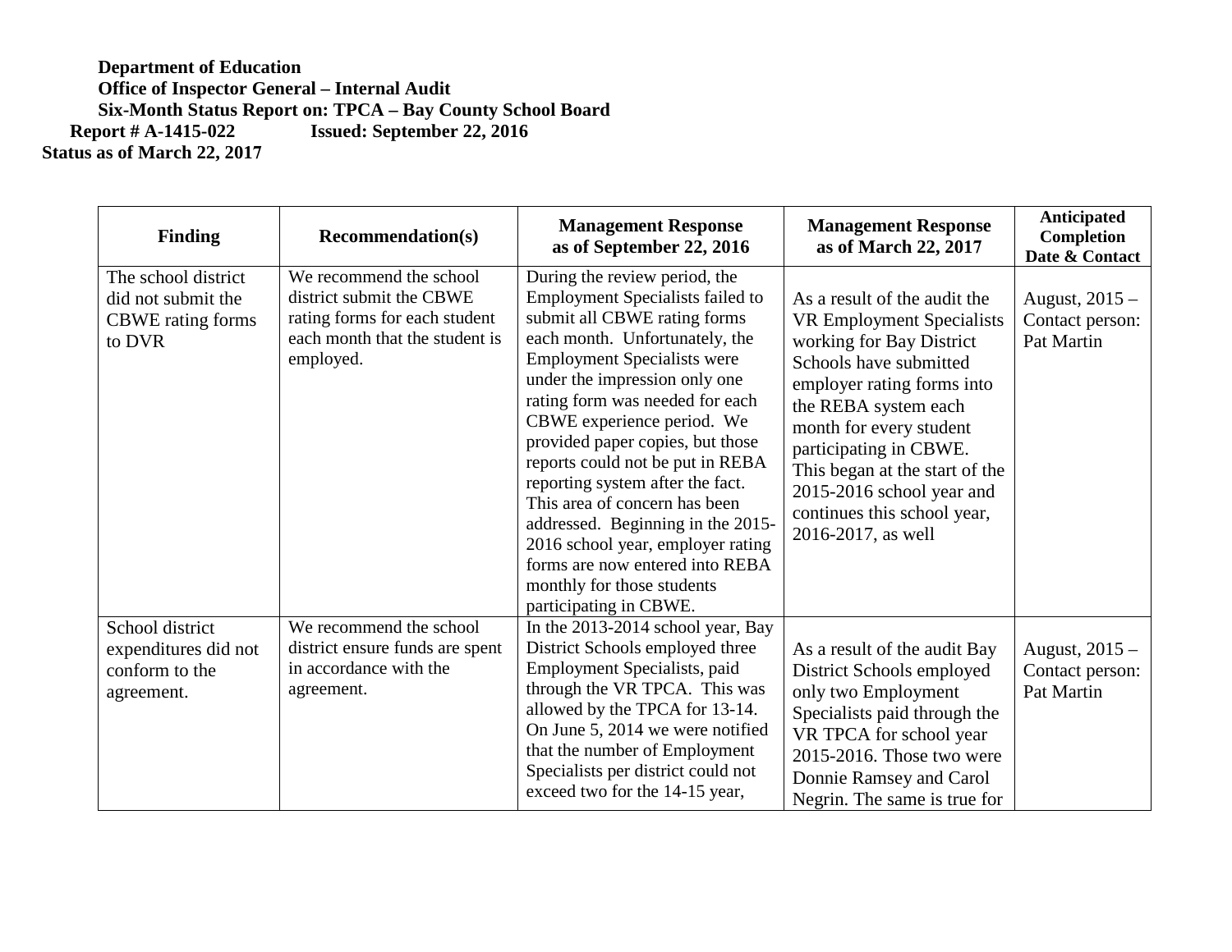**Department of Education**
**Office of Inspector General – Internal Audit**
**Six-Month Status Report on: TPCA – Bay County School Board**
**Report # A-1415-022 Issued: September 22, 2016**
**Status as of March 22, 2017**

| Finding | Recommendation(s) | Management Response as of September 22, 2016 | Management Response as of March 22, 2017 | Anticipated Completion Date & Contact |
|---|---|---|---|---|
| The school district did not submit the CBWE rating forms to DVR | We recommend the school district submit the CBWE rating forms for each student each month that the student is employed. | During the review period, the Employment Specialists failed to submit all CBWE rating forms each month. Unfortunately, the Employment Specialists were under the impression only one rating form was needed for each CBWE experience period. We provided paper copies, but those reports could not be put in REBA reporting system after the fact. This area of concern has been addressed. Beginning in the 2015-2016 school year, employer rating forms are now entered into REBA monthly for those students participating in CBWE. | As a result of the audit the VR Employment Specialists working for Bay District Schools have submitted employer rating forms into the REBA system each month for every student participating in CBWE. This began at the start of the 2015-2016 school year and continues this school year, 2016-2017, as well | August, 2015 – Contact person: Pat Martin |
| School district expenditures did not conform to the agreement. | We recommend the school district ensure funds are spent in accordance with the agreement. | In the 2013-2014 school year, Bay District Schools employed three Employment Specialists, paid through the VR TPCA. This was allowed by the TPCA for 13-14. On June 5, 2014 we were notified that the number of Employment Specialists per district could not exceed two for the 14-15 year, | As a result of the audit Bay District Schools employed only two Employment Specialists paid through the VR TPCA for school year 2015-2016. Those two were Donnie Ramsey and Carol Negrin. The same is true for | August, 2015 – Contact person: Pat Martin |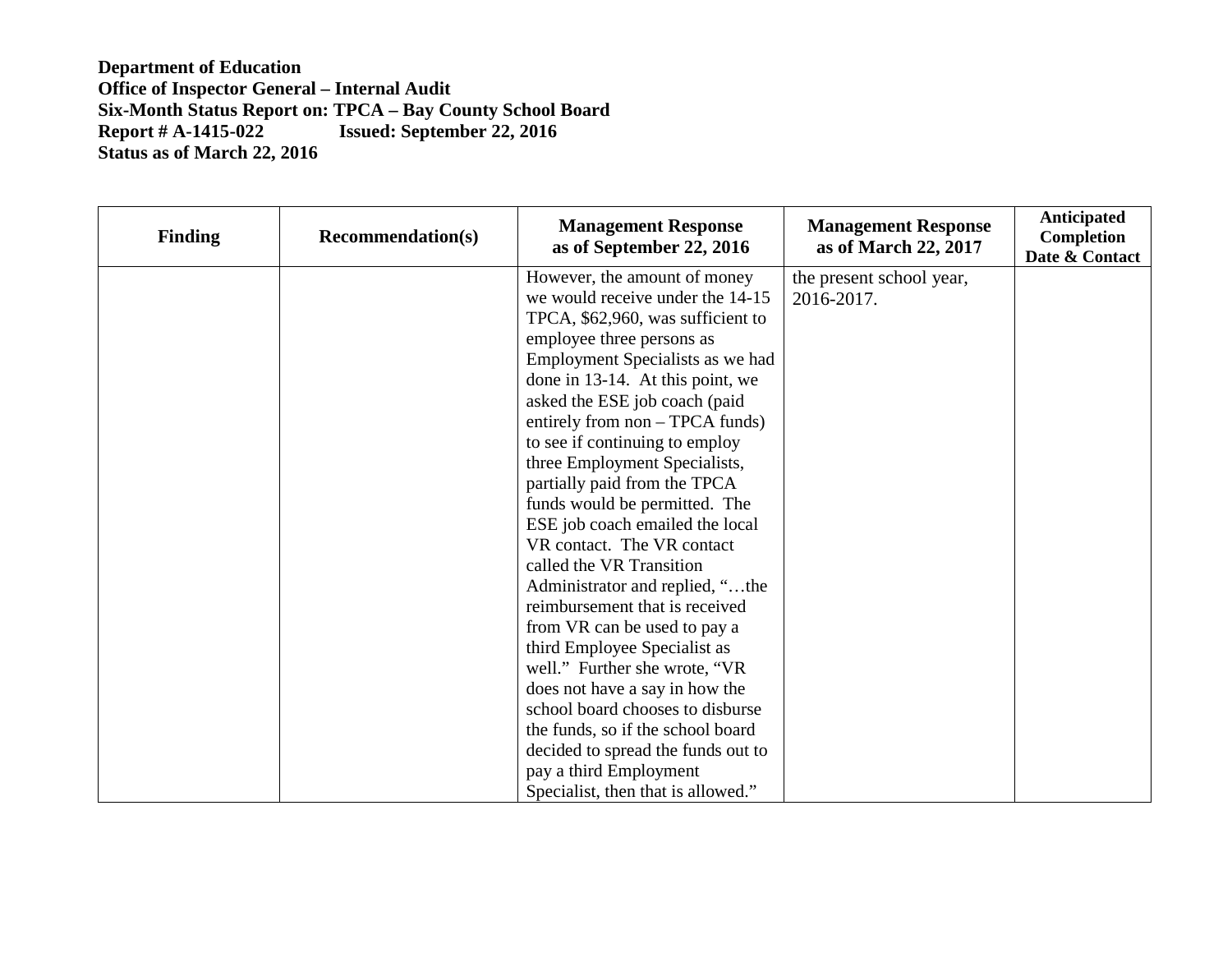**Department of Education**
**Office of Inspector General – Internal Audit**
**Six-Month Status Report on: TPCA – Bay County School Board**
**Report # A-1415-022 Issued: September 22, 2016**
**Status as of March 22, 2016**

| Finding | Recommendation(s) | Management Response as of September 22, 2016 | Management Response as of March 22, 2017 | Anticipated Completion Date & Contact |
|---|---|---|---|---|
| | | However, the amount of money we would receive under the 14-15 TPCA, $62,960, was sufficient to employee three persons as Employment Specialists as we had done in 13-14. At this point, we asked the ESE job coach (paid entirely from non – TPCA funds) to see if continuing to employ three Employment Specialists, partially paid from the TPCA funds would be permitted. The ESE job coach emailed the local VR contact. The VR contact called the VR Transition Administrator and replied, "…the reimbursement that is received from VR can be used to pay a third Employee Specialist as well." Further she wrote, "VR does not have a say in how the school board chooses to disburse the funds, so if the school board decided to spread the funds out to pay a third Employment Specialist, then that is allowed." | the present school year, 2016-2017. | |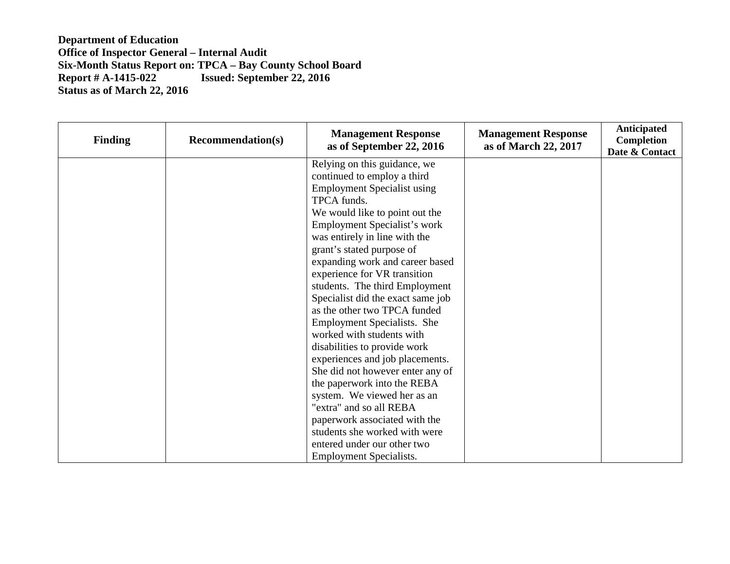**Department of Education**
**Office of Inspector General – Internal Audit**
**Six-Month Status Report on: TPCA – Bay County School Board**
**Report # A-1415-022 Issued: September 22, 2016**
**Status as of March 22, 2016**

| Finding | Recommendation(s) | Management Response as of September 22, 2016 | Management Response as of March 22, 2017 | Anticipated Completion Date & Contact |
|---|---|---|---|---|
| | | Relying on this guidance, we continued to employ a third Employment Specialist using TPCA funds.<br>We would like to point out the Employment Specialist's work was entirely in line with the grant's stated purpose of expanding work and career based experience for VR transition students. The third Employment Specialist did the exact same job as the other two TPCA funded Employment Specialists. She worked with students with disabilities to provide work experiences and job placements. She did not however enter any of the paperwork into the REBA system. We viewed her as an "extra" and so all REBA paperwork associated with the students she worked with were entered under our other two Employment Specialists. | | |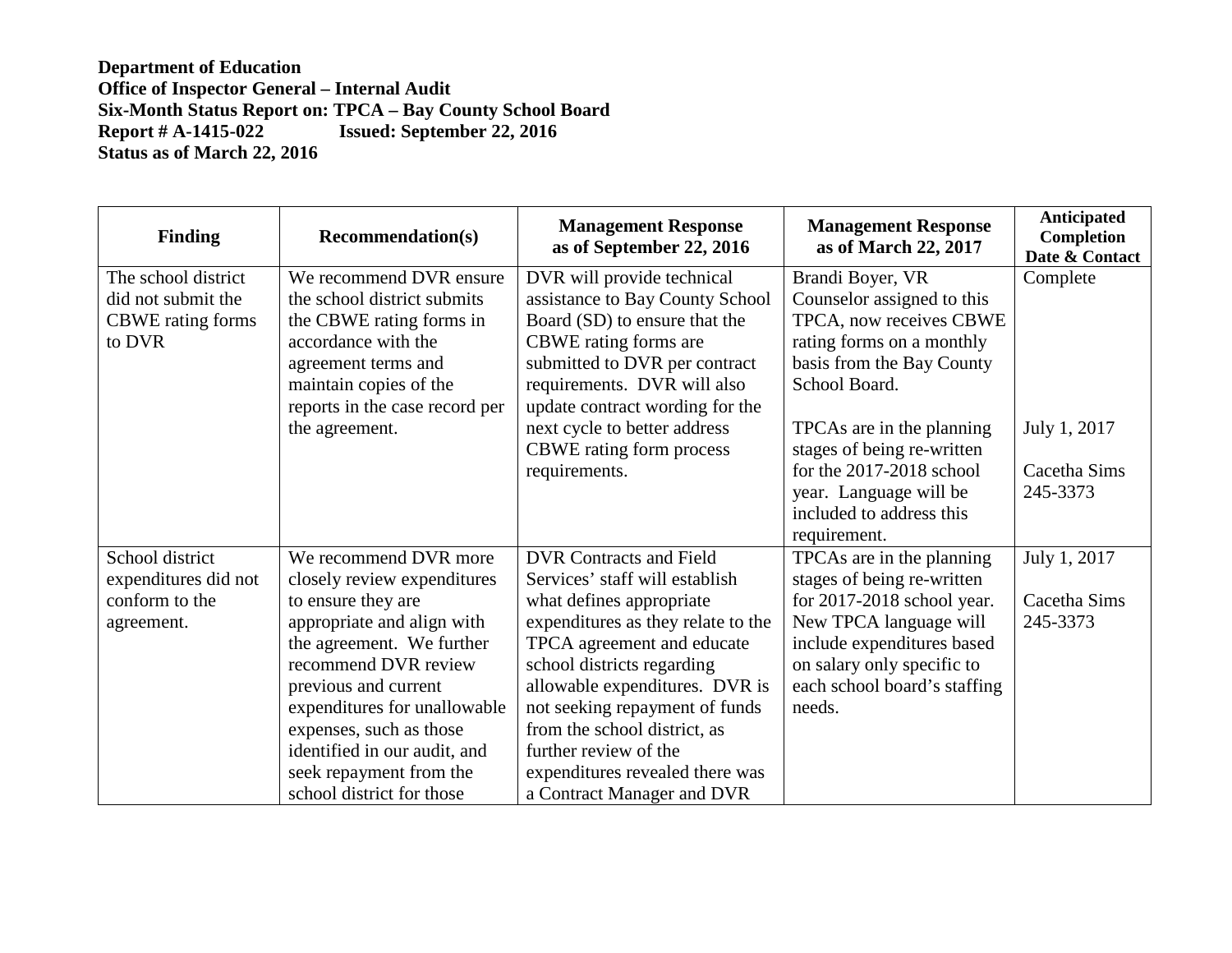**Department of Education**
**Office of Inspector General – Internal Audit**
**Six-Month Status Report on: TPCA – Bay County School Board**
**Report # A-1415-022 Issued: September 22, 2016**
**Status as of March 22, 2016**

| Finding | Recommendation(s) | Management Response as of September 22, 2016 | Management Response as of March 22, 2017 | Anticipated Completion Date & Contact |
|---|---|---|---|---|
| The school district did not submit the CBWE rating forms to DVR | We recommend DVR ensure the school district submits the CBWE rating forms in accordance with the agreement terms and maintain copies of the reports in the case record per the agreement. | DVR will provide technical assistance to Bay County School Board (SD) to ensure that the CBWE rating forms are submitted to DVR per contract requirements. DVR will also update contract wording for the next cycle to better address CBWE rating form process requirements. | Brandi Boyer, VR Counselor assigned to this TPCA, now receives CBWE rating forms on a monthly basis from the Bay County School Board.<br><br>TPCAs are in the planning stages of being re-written for the 2017-2018 school year. Language will be included to address this requirement. | Complete<br><br>July 1, 2017<br><br>Cacetha Sims 245-3373 |
| School district expenditures did not conform to the agreement. | We recommend DVR more closely review expenditures to ensure they are appropriate and align with the agreement. We further recommend DVR review previous and current expenditures for unallowable expenses, such as those identified in our audit, and seek repayment from the school district for those | DVR Contracts and Field Services' staff will establish what defines appropriate expenditures as they relate to the TPCA agreement and educate school districts regarding allowable expenditures. DVR is not seeking repayment of funds from the school district, as further review of the expenditures revealed there was a Contract Manager and DVR | TPCAs are in the planning stages of being re-written for 2017-2018 school year. New TPCA language will include expenditures based on salary only specific to each school board's staffing needs. | July 1, 2017<br><br>Cacetha Sims 245-3373 |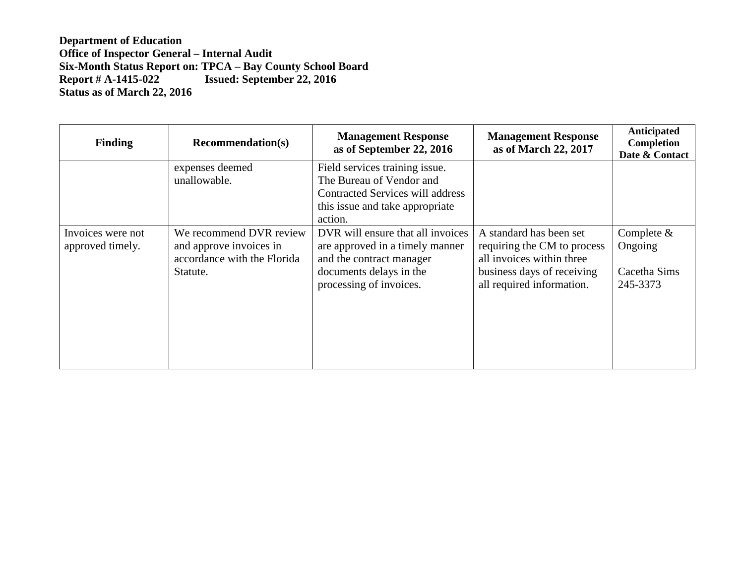**Department of Education**
**Office of Inspector General – Internal Audit**
**Six-Month Status Report on: TPCA – Bay County School Board**
**Report # A-1415-022 Issued: September 22, 2016**
**Status as of March 22, 2016**

| Finding | Recommendation(s) | Management Response as of September 22, 2016 | Management Response as of March 22, 2017 | Anticipated Completion Date & Contact |
|---|---|---|---|---|
| | expenses deemed unallowable. | Field services training issue. The Bureau of Vendor and Contracted Services will address this issue and take appropriate action. | | |
| Invoices were not approved timely. | We recommend DVR review and approve invoices in accordance with the Florida Statute. | DVR will ensure that all invoices are approved in a timely manner and the contract manager documents delays in the processing of invoices. | A standard has been set requiring the CM to process all invoices within three business days of receiving all required information. | Complete & Ongoing<br><br>Cacetha Sims 245-3373 |